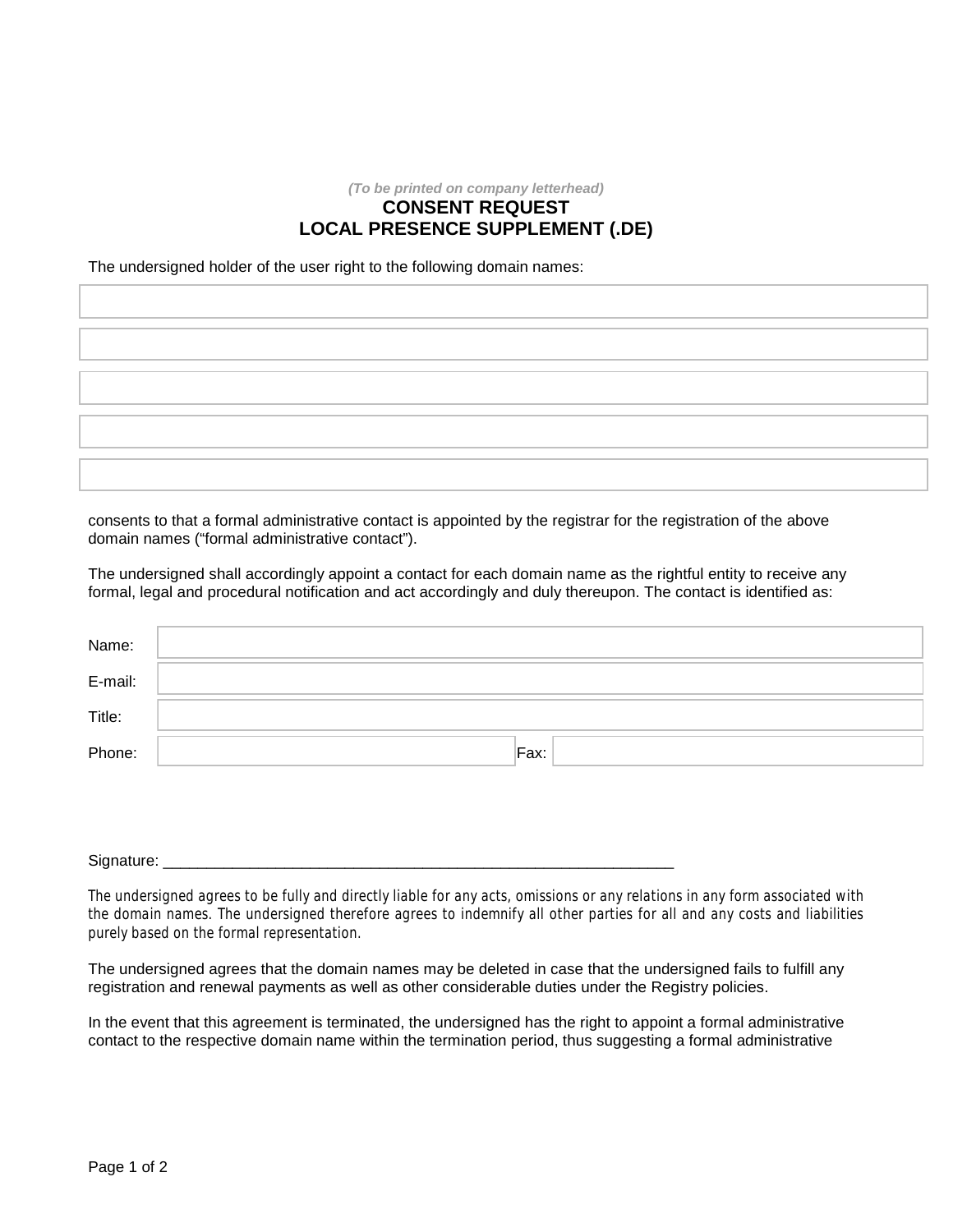*(To be printed on company letterhead)*

# CONSENT REQUEST
# LOCAL PRESENCE SUPPLEMENT (.DE)

The undersigned holder of the user right to the following domain names:

| |
|---|
| |
| |
| |
| |
| |

consents to that a formal administrative contact is appointed by the registrar for the registration of the above domain names ("formal administrative contact").

The undersigned shall accordingly appoint a contact for each domain name as the rightful entity to receive any formal, legal and procedural notification and act accordingly and duly thereupon. The contact is identified as:

| | | | |
|---|---|---|---|
| Name: | | | |
| E-mail: | | | |
| Title: | | | |
| Phone: | | Fax: | |

Signature: ____________________________________________________________

The undersigned agrees to be fully and directly liable for any acts, omissions or any relations in any form associated with the domain names. The undersigned therefore agrees to indemnify all other parties for all and any costs and liabilities purely based on the formal representation.

The undersigned agrees that the domain names may be deleted in case that the undersigned fails to fulfill any registration and renewal payments as well as other considerable duties under the Registry policies.

In the event that this agreement is terminated, the undersigned has the right to appoint a formal administrative contact to the respective domain name within the termination period, thus suggesting a formal administrative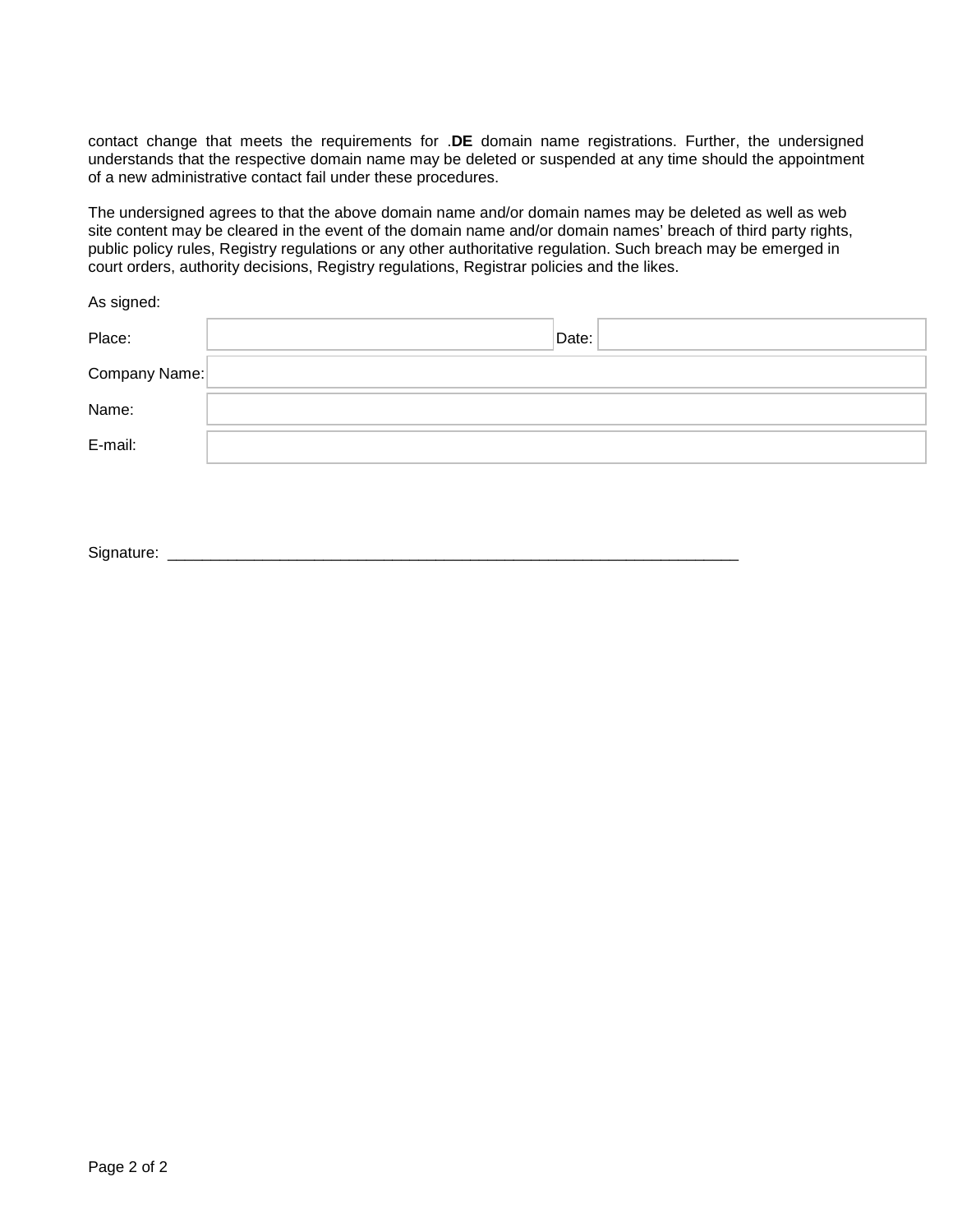contact change that meets the requirements for .**DE** domain name registrations. Further, the undersigned understands that the respective domain name may be deleted or suspended at any time should the appointment of a new administrative contact fail under these procedures.

The undersigned agrees to that the above domain name and/or domain names may be deleted as well as web site content may be cleared in the event of the domain name and/or domain names' breach of third party rights, public policy rules, Registry regulations or any other authoritative regulation. Such breach may be emerged in court orders, authority decisions, Registry regulations, Registrar policies and the likes.

As signed:

| | | | |
|---|---|---|---|
| Place: | | Date: | |
| Company Name: | | | |
| Name: | | | |
| E-mail: | | | |

Signature: ______________________________________________________________